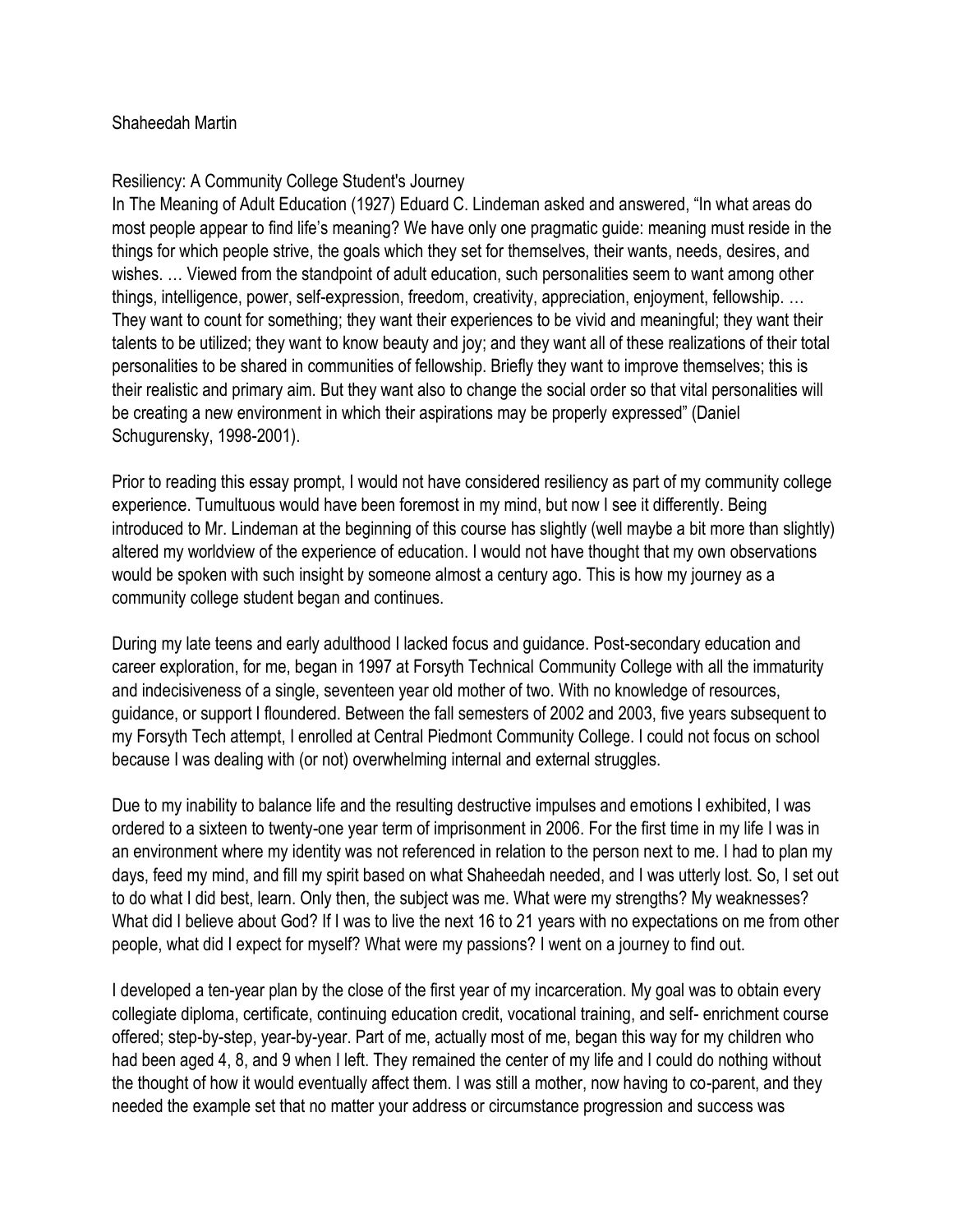Shaheedah Martin

## Resiliency: A Community College Student's Journey

In The Meaning of Adult Education (1927) Eduard C. Lindeman asked and answered, "In what areas do most people appear to find life's meaning? We have only one pragmatic guide: meaning must reside in the things for which people strive, the goals which they set for themselves, their wants, needs, desires, and wishes. … Viewed from the standpoint of adult education, such personalities seem to want among other things, intelligence, power, self-expression, freedom, creativity, appreciation, enjoyment, fellowship. … They want to count for something; they want their experiences to be vivid and meaningful; they want their talents to be utilized; they want to know beauty and joy; and they want all of these realizations of their total personalities to be shared in communities of fellowship. Briefly they want to improve themselves; this is their realistic and primary aim. But they want also to change the social order so that vital personalities will be creating a new environment in which their aspirations may be properly expressed" (Daniel Schugurensky, 1998-2001).

Prior to reading this essay prompt, I would not have considered resiliency as part of my community college experience. Tumultuous would have been foremost in my mind, but now I see it differently. Being introduced to Mr. Lindeman at the beginning of this course has slightly (well maybe a bit more than slightly) altered my worldview of the experience of education. I would not have thought that my own observations would be spoken with such insight by someone almost a century ago. This is how my journey as a community college student began and continues.

During my late teens and early adulthood I lacked focus and guidance. Post-secondary education and career exploration, for me, began in 1997 at Forsyth Technical Community College with all the immaturity and indecisiveness of a single, seventeen year old mother of two. With no knowledge of resources, guidance, or support I floundered. Between the fall semesters of 2002 and 2003, five years subsequent to my Forsyth Tech attempt, I enrolled at Central Piedmont Community College. I could not focus on school because I was dealing with (or not) overwhelming internal and external struggles.

Due to my inability to balance life and the resulting destructive impulses and emotions I exhibited, I was ordered to a sixteen to twenty-one year term of imprisonment in 2006. For the first time in my life I was in an environment where my identity was not referenced in relation to the person next to me. I had to plan my days, feed my mind, and fill my spirit based on what Shaheedah needed, and I was utterly lost. So, I set out to do what I did best, learn. Only then, the subject was me. What were my strengths? My weaknesses? What did I believe about God? If I was to live the next 16 to 21 years with no expectations on me from other people, what did I expect for myself? What were my passions? I went on a journey to find out.

I developed a ten-year plan by the close of the first year of my incarceration. My goal was to obtain every collegiate diploma, certificate, continuing education credit, vocational training, and self- enrichment course offered; step-by-step, year-by-year. Part of me, actually most of me, began this way for my children who had been aged 4, 8, and 9 when I left. They remained the center of my life and I could do nothing without the thought of how it would eventually affect them. I was still a mother, now having to co-parent, and they needed the example set that no matter your address or circumstance progression and success was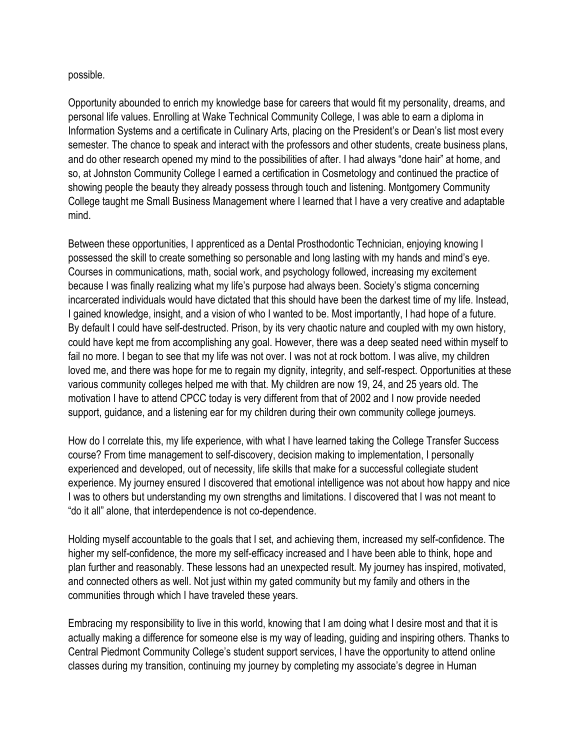possible.

Opportunity abounded to enrich my knowledge base for careers that would fit my personality, dreams, and personal life values. Enrolling at Wake Technical Community College, I was able to earn a diploma in Information Systems and a certificate in Culinary Arts, placing on the President's or Dean's list most every semester. The chance to speak and interact with the professors and other students, create business plans, and do other research opened my mind to the possibilities of after. I had always "done hair" at home, and so, at Johnston Community College I earned a certification in Cosmetology and continued the practice of showing people the beauty they already possess through touch and listening. Montgomery Community College taught me Small Business Management where I learned that I have a very creative and adaptable mind.

Between these opportunities, I apprenticed as a Dental Prosthodontic Technician, enjoying knowing I possessed the skill to create something so personable and long lasting with my hands and mind's eye. Courses in communications, math, social work, and psychology followed, increasing my excitement because I was finally realizing what my life's purpose had always been. Society's stigma concerning incarcerated individuals would have dictated that this should have been the darkest time of my life. Instead, I gained knowledge, insight, and a vision of who I wanted to be. Most importantly, I had hope of a future. By default I could have self-destructed. Prison, by its very chaotic nature and coupled with my own history, could have kept me from accomplishing any goal. However, there was a deep seated need within myself to fail no more. I began to see that my life was not over. I was not at rock bottom. I was alive, my children loved me, and there was hope for me to regain my dignity, integrity, and self-respect. Opportunities at these various community colleges helped me with that. My children are now 19, 24, and 25 years old. The motivation I have to attend CPCC today is very different from that of 2002 and I now provide needed support, guidance, and a listening ear for my children during their own community college journeys.

How do I correlate this, my life experience, with what I have learned taking the College Transfer Success course? From time management to self-discovery, decision making to implementation, I personally experienced and developed, out of necessity, life skills that make for a successful collegiate student experience. My journey ensured I discovered that emotional intelligence was not about how happy and nice I was to others but understanding my own strengths and limitations. I discovered that I was not meant to "do it all" alone, that interdependence is not co-dependence.

Holding myself accountable to the goals that I set, and achieving them, increased my self-confidence. The higher my self-confidence, the more my self-efficacy increased and I have been able to think, hope and plan further and reasonably. These lessons had an unexpected result. My journey has inspired, motivated, and connected others as well. Not just within my gated community but my family and others in the communities through which I have traveled these years.

Embracing my responsibility to live in this world, knowing that I am doing what I desire most and that it is actually making a difference for someone else is my way of leading, guiding and inspiring others. Thanks to Central Piedmont Community College's student support services, I have the opportunity to attend online classes during my transition, continuing my journey by completing my associate's degree in Human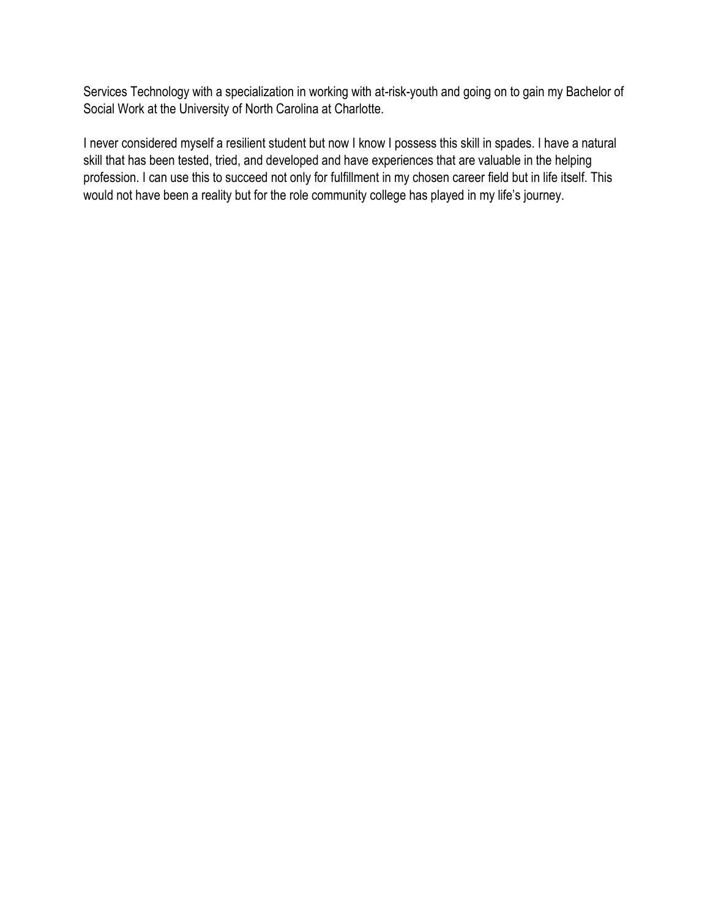Services Technology with a specialization in working with at-risk-youth and going on to gain my Bachelor of Social Work at the University of North Carolina at Charlotte.

I never considered myself a resilient student but now I know I possess this skill in spades. I have a natural skill that has been tested, tried, and developed and have experiences that are valuable in the helping profession. I can use this to succeed not only for fulfillment in my chosen career field but in life itself. This would not have been a reality but for the role community college has played in my life's journey.